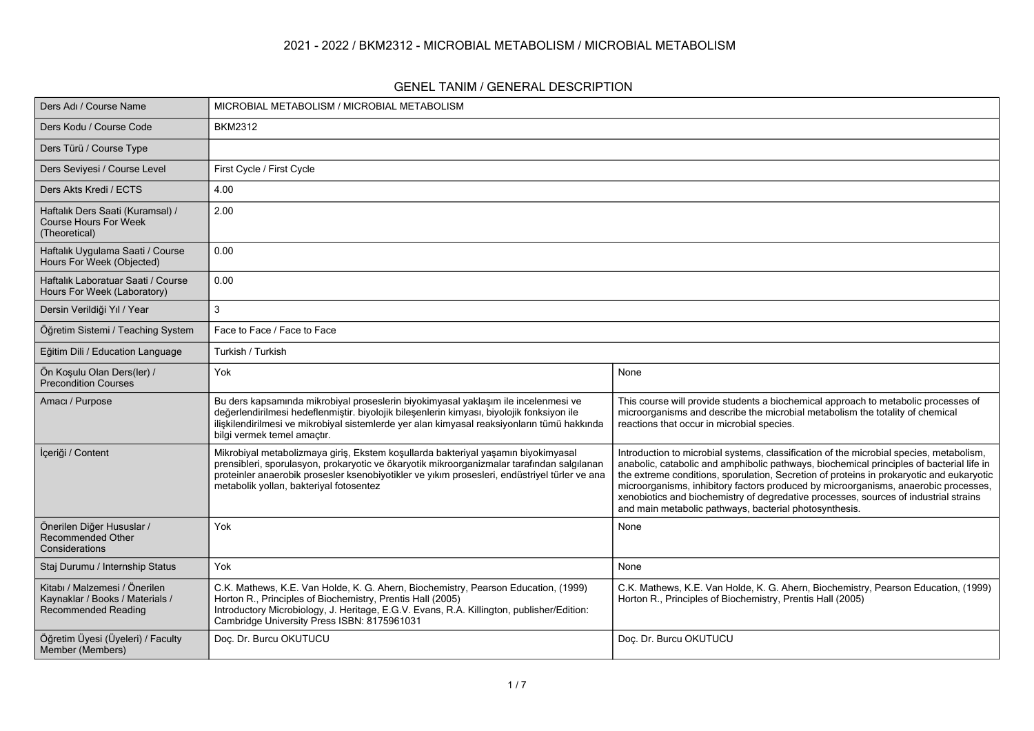# 2021 - 2022 / BKM2312 - MICROBIAL METABOLISM / MICROBIAL METABOLISM

## GENEL TANIM / GENERAL DESCRIPTION

| | | |
|---|---|---|
| Ders Adı / Course Name | MICROBIAL METABOLISM / MICROBIAL METABOLISM | |
| Ders Kodu / Course Code | BKM2312 | |
| Ders Türü / Course Type | | |
| Ders Seviyesi / Course Level | First Cycle / First Cycle | |
| Ders Akts Kredi / ECTS | 4.00 | |
| Haftalık Ders Saati (Kuramsal) / Course Hours For Week (Theoretical) | 2.00 | |
| Haftalık Uygulama Saati / Course Hours For Week (Objected) | 0.00 | |
| Haftalık Laboratuar Saati / Course Hours For Week (Laboratory) | 0.00 | |
| Dersin Verildiği Yıl / Year | 3 | |
| Öğretim Sistemi / Teaching System | Face to Face / Face to Face | |
| Eğitim Dili / Education Language | Turkish / Turkish | |
| Ön Koşulu Olan Ders(ler) / Precondition Courses | Yok | None |
| Amacı / Purpose | Bu ders kapsamında mikrobiyal proseslerin biyokimyasal yaklaşım ile incelenmesi ve değerlendirilmesi hedeflenmiştir. biyolojik bileşenlerin kimyası, biyolojik fonksiyon ile ilişkilendirilmesi ve mikrobiyal sistemlerde yer alan kimyasal reaksiyonların tümü hakkında bilgi vermek temel amaçtır. | This course will provide students a biochemical approach to metabolic processes of microorganisms and describe the microbial metabolism the totality of chemical reactions that occur in microbial species. |
| İçeriği / Content | Mikrobiyal metabolizmaya giriş, Ekstem koşullarda bakteriyal yaşamın biyokimyasal prensibleri, sporulasyon, prokaryotic ve ökaryotik mikroorganizmalar tarafından salgılanan proteinler anaerobik prosesler ksenobiyotikler ve yıkım prosesleri, endüstriyel türler ve ana metabolik yolları, bakteriyal fotosentez | Introduction to microbial systems, classification of the microbial species, metabolism, anabolic, catabolic and amphibolic pathways, biochemical principles of bacterial life in the extreme conditions, sporulation, Secretion of proteins in prokaryotic and eukaryotic microorganisms, inhibitory factors produced by microorganisms, anaerobic processes, xenobiotics and biochemistry of degredative processes, sources of industrial strains and main metabolic pathways, bacterial photosynthesis. |
| Önerilen Diğer Hususlar / Recommended Other Considerations | Yok | None |
| Staj Durumu / Internship Status | Yok | None |
| Kitabı / Malzemesi / Önerilen Kaynaklar / Books / Materials / Recommended Reading | C.K. Mathews, K.E. Van Holde, K. G. Ahern, Biochemistry, Pearson Education, (1999) Horton R., Principles of Biochemistry, Prentis Hall (2005) Introductory Microbiology, J. Heritage, E.G.V. Evans, R.A. Killington, publisher/Edition: Cambridge University Press ISBN: 8175961031 | C.K. Mathews, K.E. Van Holde, K. G. Ahern, Biochemistry, Pearson Education, (1999) Horton R., Principles of Biochemistry, Prentis Hall (2005) |
| Öğretim Üyesi (Üyeleri) / Faculty Member (Members) | Doç. Dr. Burcu OKUTUCU | Doç. Dr. Burcu OKUTUCU |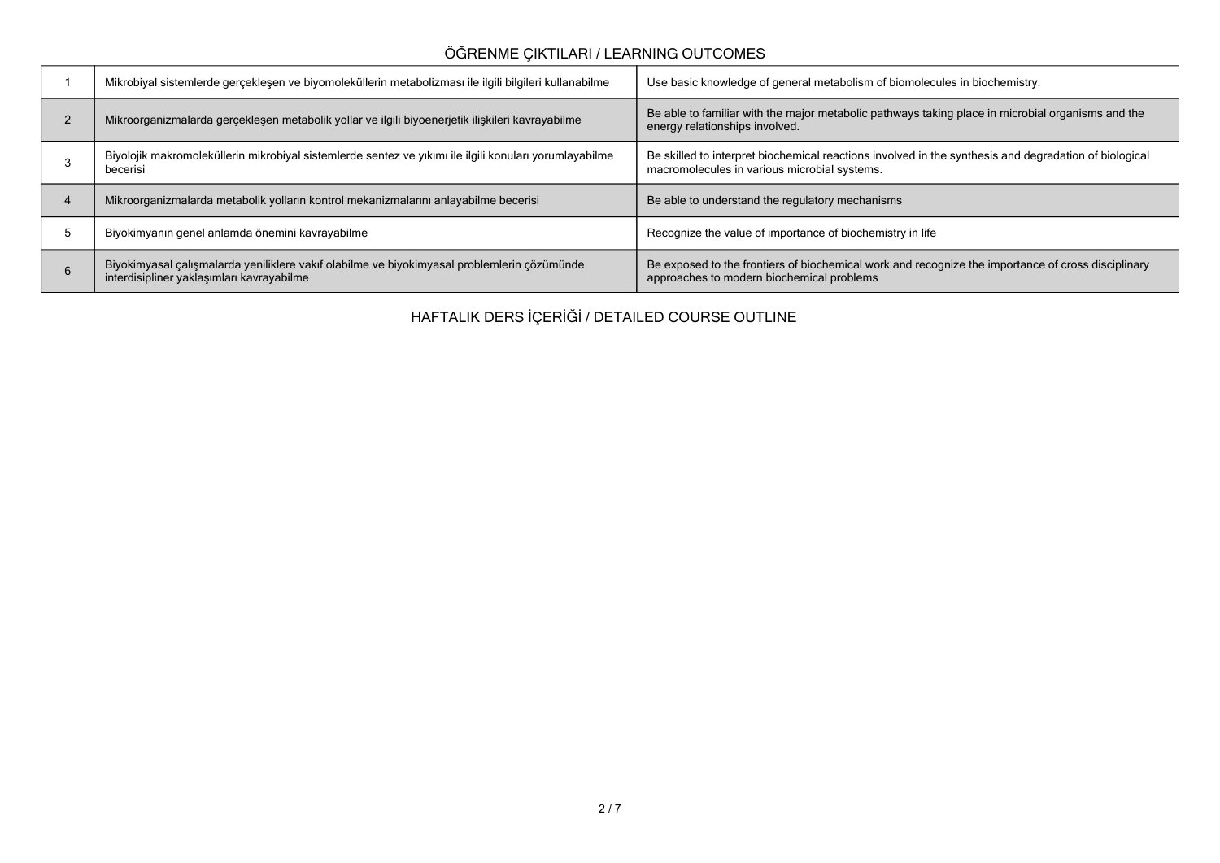## ÖĞRENME ÇIKTILARI / LEARNING OUTCOMES

| | | |
|---|---|---|
| 1 | Mikrobiyal sistemlerde gerçekleşen ve biyomoleküllerin metabolizması ile ilgili bilgileri kullanabilme | Use basic knowledge of general metabolism of biomolecules in biochemistry. |
| 2 | Mikroorganizmalarda gerçekleşen metabolik yollar ve ilgili biyoenerjetik ilişkileri kavrayabilme | Be able to familiar with the major metabolic pathways taking place in microbial organisms and the energy relationships involved. |
| 3 | Biyolojik makromoleküllerin mikrobiyal sistemlerde sentez ve yıkımı ile ilgili konuları yorumlayabilme becerisi | Be skilled to interpret biochemical reactions involved in the synthesis and degradation of biological macromolecules in various microbial systems. |
| 4 | Mikroorganizmalarda metabolik yolların kontrol mekanizmalarını anlayabilme becerisi | Be able to understand the regulatory mechanisms |
| 5 | Biyokimyanın genel anlamda önemini kavrayabilme | Recognize the value of importance of biochemistry in life |
| 6 | Biyokimyasal çalışmalarda yeniliklere vakıf olabilme ve biyokimyasal problemlerin çözümünde interdisipliner yaklaşımları kavrayabilme | Be exposed to the frontiers of biochemical work and recognize the importance of cross disciplinary approaches to modern biochemical problems |

## HAFTALIK DERS İÇERİĞİ / DETAILED COURSE OUTLINE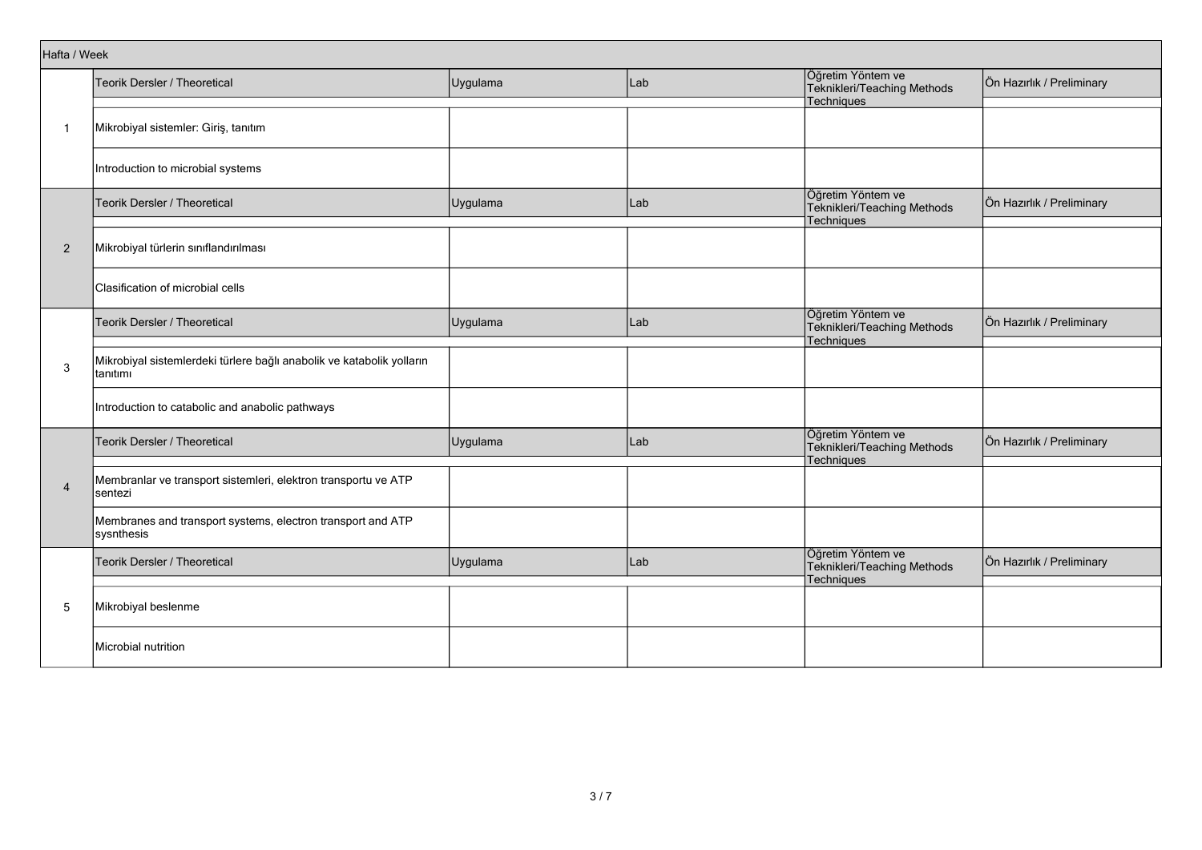| Hafta / Week | | | | | |
|---|---|---|---|---|---|
| | Teorik Dersler / Theoretical | Uygulama | Lab | Öğretim Yöntem ve Teknikleri/Teaching Methods Techniques | Ön Hazırlık / Preliminary |
| 1 | Mikrobiyal sistemler: Giriş, tanıtım | | | | |
| | Introduction to microbial systems | | | | |
| | Teorik Dersler / Theoretical | Uygulama | Lab | Öğretim Yöntem ve Teknikleri/Teaching Methods Techniques | Ön Hazırlık / Preliminary |
| 2 | Mikrobiyal türlerin sınıflandırılması | | | | |
| | Clasification of microbial cells | | | | |
| | Teorik Dersler / Theoretical | Uygulama | Lab | Öğretim Yöntem ve Teknikleri/Teaching Methods Techniques | Ön Hazırlık / Preliminary |
| 3 | Mikrobiyal sistemlerdeki türlere bağlı anabolik ve katabolik yolların tanıtımı | | | | |
| | Introduction to catabolic and anabolic pathways | | | | |
| | Teorik Dersler / Theoretical | Uygulama | Lab | Öğretim Yöntem ve Teknikleri/Teaching Methods Techniques | Ön Hazırlık / Preliminary |
| 4 | Membranlar ve transport sistemleri, elektron transportu ve ATP sentezi | | | | |
| | Membranes and transport systems, electron transport and ATP sysnthesis | | | | |
| | Teorik Dersler / Theoretical | Uygulama | Lab | Öğretim Yöntem ve Teknikleri/Teaching Methods Techniques | Ön Hazırlık / Preliminary |
| 5 | Mikrobiyal beslenme | | | | |
| | Microbial nutrition | | | | |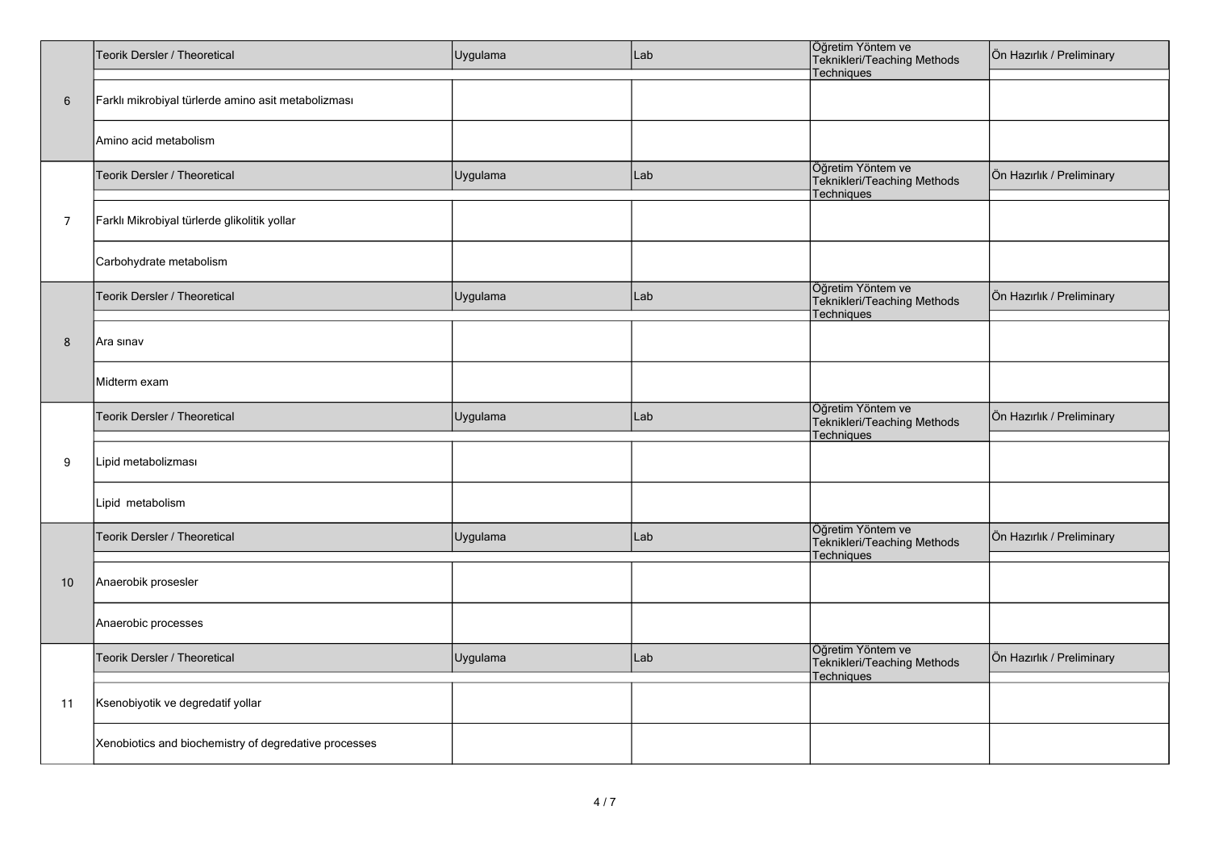| | Teorik Dersler / Theoretical | Uygulama | Lab | Öğretim Yöntem ve Teknikleri/Teaching Methods Techniques | Ön Hazırlık / Preliminary |
|---|---|---|---|---|---|
| 6 | Farklı mikrobiyal türlerde amino asit metabolizması | | | | |
| | Amino acid metabolism | | | | |
| | Teorik Dersler / Theoretical | Uygulama | Lab | Öğretim Yöntem ve Teknikleri/Teaching Methods Techniques | Ön Hazırlık / Preliminary |
| 7 | Farklı Mikrobiyal türlerde glikolitik yollar | | | | |
| | Carbohydrate metabolism | | | | |
| | Teorik Dersler / Theoretical | Uygulama | Lab | Öğretim Yöntem ve Teknikleri/Teaching Methods Techniques | Ön Hazırlık / Preliminary |
| 8 | Ara sınav | | | | |
| | Midterm exam | | | | |
| | Teorik Dersler / Theoretical | Uygulama | Lab | Öğretim Yöntem ve Teknikleri/Teaching Methods Techniques | Ön Hazırlık / Preliminary |
| 9 | Lipid metabolizması | | | | |
| | Lipid metabolism | | | | |
| | Teorik Dersler / Theoretical | Uygulama | Lab | Öğretim Yöntem ve Teknikleri/Teaching Methods Techniques | Ön Hazırlık / Preliminary |
| 10 | Anaerobik prosesler | | | | |
| | Anaerobic processes | | | | |
| | Teorik Dersler / Theoretical | Uygulama | Lab | Öğretim Yöntem ve Teknikleri/Teaching Methods Techniques | Ön Hazırlık / Preliminary |
| 11 | Ksenobiyotik ve degredatif yollar | | | | |
| | Xenobiotics and biochemistry of degredative processes | | | | |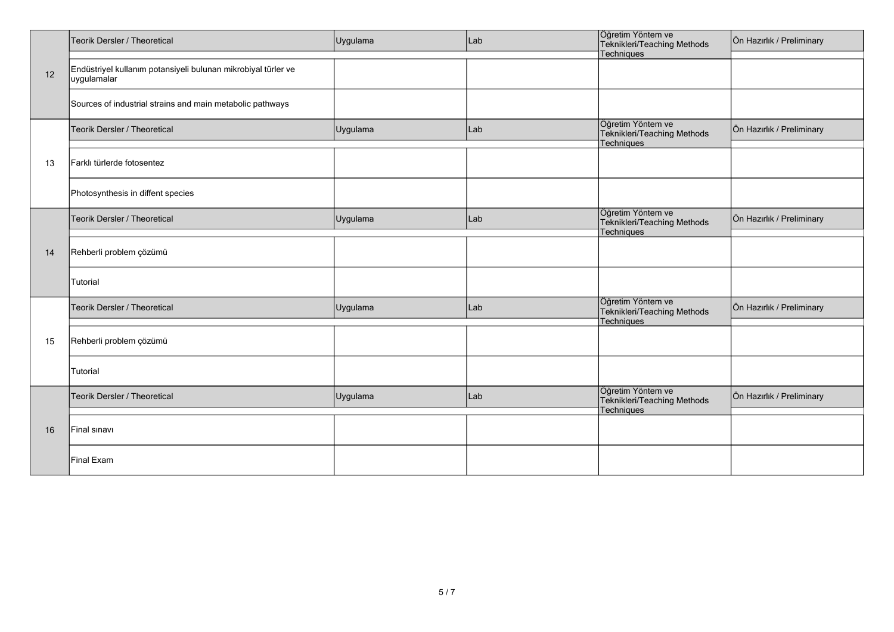| | Teorik Dersler / Theoretical | Uygulama | Lab | Öğretim Yöntem ve Teknikleri/Teaching Methods Techniques | Ön Hazırlık / Preliminary |
|---|---|---|---|---|---|
| 12 | Endüstriyel kullanım potansiyeli bulunan mikrobiyal türler ve uygulamalar | | | | |
| | Sources of industrial strains and main metabolic pathways | | | | |
| | Teorik Dersler / Theoretical | Uygulama | Lab | Öğretim Yöntem ve Teknikleri/Teaching Methods Techniques | Ön Hazırlık / Preliminary |
| 13 | Farklı türlerde fotosentez | | | | |
| | Photosynthesis in diffent species | | | | |
| | Teorik Dersler / Theoretical | Uygulama | Lab | Öğretim Yöntem ve Teknikleri/Teaching Methods Techniques | Ön Hazırlık / Preliminary |
| 14 | Rehberli problem çözümü | | | | |
| | Tutorial | | | | |
| | Teorik Dersler / Theoretical | Uygulama | Lab | Öğretim Yöntem ve Teknikleri/Teaching Methods Techniques | Ön Hazırlık / Preliminary |
| 15 | Rehberli problem çözümü | | | | |
| | Tutorial | | | | |
| | Teorik Dersler / Theoretical | Uygulama | Lab | Öğretim Yöntem ve Teknikleri/Teaching Methods Techniques | Ön Hazırlık / Preliminary |
| 16 | Final sınavı | | | | |
| | Final Exam | | | | |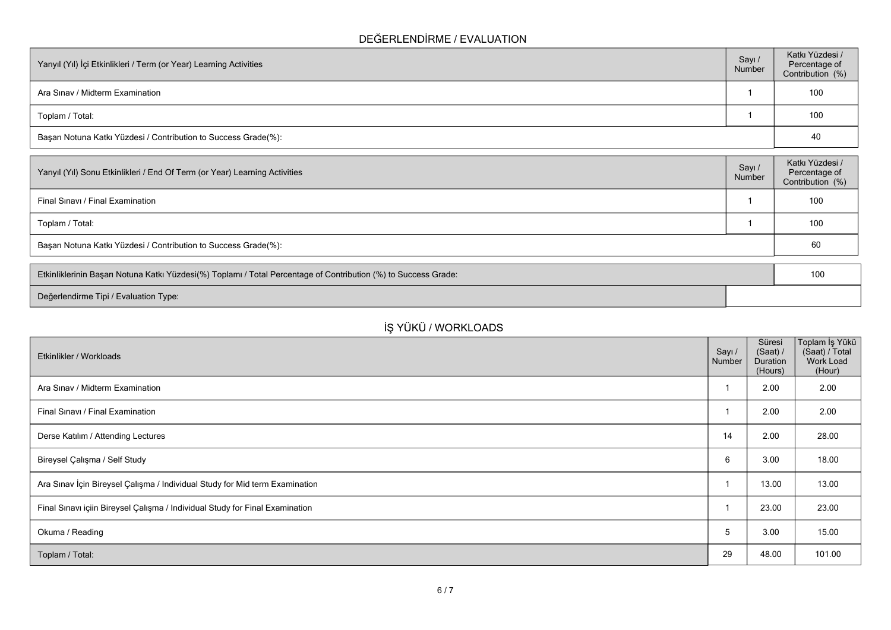## DEĞERLENDİRME / EVALUATION

| Yarıyıl (Yıl) İçi Etkinlikleri / Term (or Year) Learning Activities | Sayı / Number | Katkı Yüzdesi / Percentage of Contribution (%) |
|---|---|---|
| Ara Sınav / Midterm Examination | 1 | 100 |
| Toplam / Total: | 1 | 100 |
| Başarı Notuna Katkı Yüzdesi / Contribution to Success Grade(%): | | 40 |

| Yarıyıl (Yıl) Sonu Etkinlikleri / End Of Term (or Year) Learning Activities | Sayı / Number | Katkı Yüzdesi / Percentage of Contribution (%) |
|---|---|---|
| Final Sınavı / Final Examination | 1 | 100 |
| Toplam / Total: | 1 | 100 |
| Başarı Notuna Katkı Yüzdesi / Contribution to Success Grade(%): | | 60 |

| Etkinliklerinin Başarı Notuna Katkı Yüzdesi(%) Toplamı / Total Percentage of Contribution (%) to Success Grade: | 100 |
|---|---|
| Değerlendirme Tipi / Evaluation Type: | |

## İŞ YÜKÜ / WORKLOADS

| Etkinlikler / Workloads | Sayı / Number | Süresi (Saat) / Duration (Hours) | Toplam İş Yükü (Saat) / Total Work Load (Hour) |
|---|---|---|---|
| Ara Sınav / Midterm Examination | 1 | 2.00 | 2.00 |
| Final Sınavı / Final Examination | 1 | 2.00 | 2.00 |
| Derse Katılım / Attending Lectures | 14 | 2.00 | 28.00 |
| Bireysel Çalışma / Self Study | 6 | 3.00 | 18.00 |
| Ara Sınav İçin Bireysel Çalışma / Individual Study for Mid term Examination | 1 | 13.00 | 13.00 |
| Final Sınavı içiin Bireysel Çalışma / Individual Study for Final Examination | 1 | 23.00 | 23.00 |
| Okuma / Reading | 5 | 3.00 | 15.00 |
| Toplam / Total: | 29 | 48.00 | 101.00 |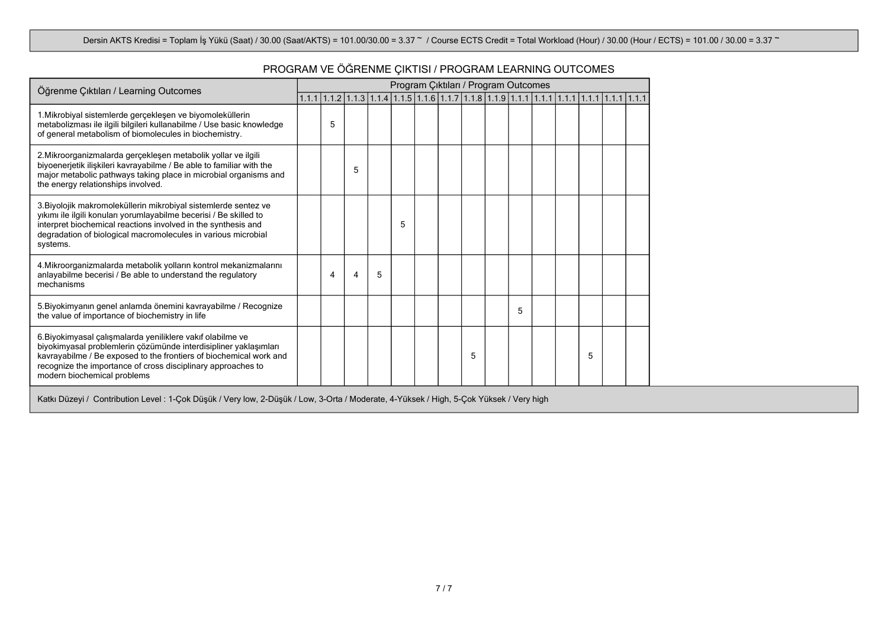Dersin AKTS Kredisi = Toplam İş Yükü (Saat) / 30.00 (Saat/AKTS) = 101.00/30.00 = 3.37 ~ / Course ECTS Credit = Total Workload (Hour) / 30.00 (Hour / ECTS) = 101.00 / 30.00 = 3.37 ~

## PROGRAM VE ÖĞRENME ÇIKTISI / PROGRAM LEARNING OUTCOMES

| Öğrenme Çıktıları / Learning Outcomes | Program Çıktıları / Program Outcomes | | | | | | | | | | | | | | |
|---|---|---|---|---|---|---|---|---|---|---|---|---|---|---|---|
| | 1.1.1 | 1.1.2 | 1.1.3 | 1.1.4 | 1.1.5 | 1.1.6 | 1.1.7 | 1.1.8 | 1.1.9 | 1.1.1 | 1.1.1 | 1.1.1 | 1.1.1 | 1.1.1 | 1.1.1 |
| 1.Mikrobiyal sistemlerde gerçekleşen ve biyomoleküllerin metabolizması ile ilgili bilgileri kullanabilme / Use basic knowledge of general metabolism of biomolecules in biochemistry. | | 5 | | | | | | | | | | | | | |
| 2.Mikroorganizmalarda gerçekleşen metabolik yollar ve ilgili biyoenerjetik ilişkileri kavrayabilme / Be able to familiar with the major metabolic pathways taking place in microbial organisms and the energy relationships involved. | | | 5 | | | | | | | | | | | | |
| 3.Biyolojik makromoleküllerin mikrobiyal sistemlerde sentez ve yıkımı ile ilgili konuları yorumlayabilme becerisi / Be skilled to interpret biochemical reactions involved in the synthesis and degradation of biological macromolecules in various microbial systems. | | | | | 5 | | | | | | | | | | |
| 4.Mikroorganizmalarda metabolik yolların kontrol mekanizmalarını anlayabilme becerisi / Be able to understand the regulatory mechanisms | | 4 | 4 | 5 | | | | | | | | | | | |
| 5.Biyokimyanın genel anlamda önemini kavrayabilme / Recognize the value of importance of biochemistry in life | | | | | | | | | | 5 | | | | | |
| 6.Biyokimyasal çalışmalarda yeniliklere vakıf olabilme ve biyokimyasal problemlerin çözümünde interdisipliner yaklaşımları kavrayabilme / Be exposed to the frontiers of biochemical work and recognize the importance of cross disciplinary approaches to modern biochemical problems | | | | | | | | 5 | | | | | 5 | | |

Katkı Düzeyi / Contribution Level : 1-Çok Düşük / Very low, 2-Düşük / Low, 3-Orta / Moderate, 4-Yüksek / High, 5-Çok Yüksek / Very high